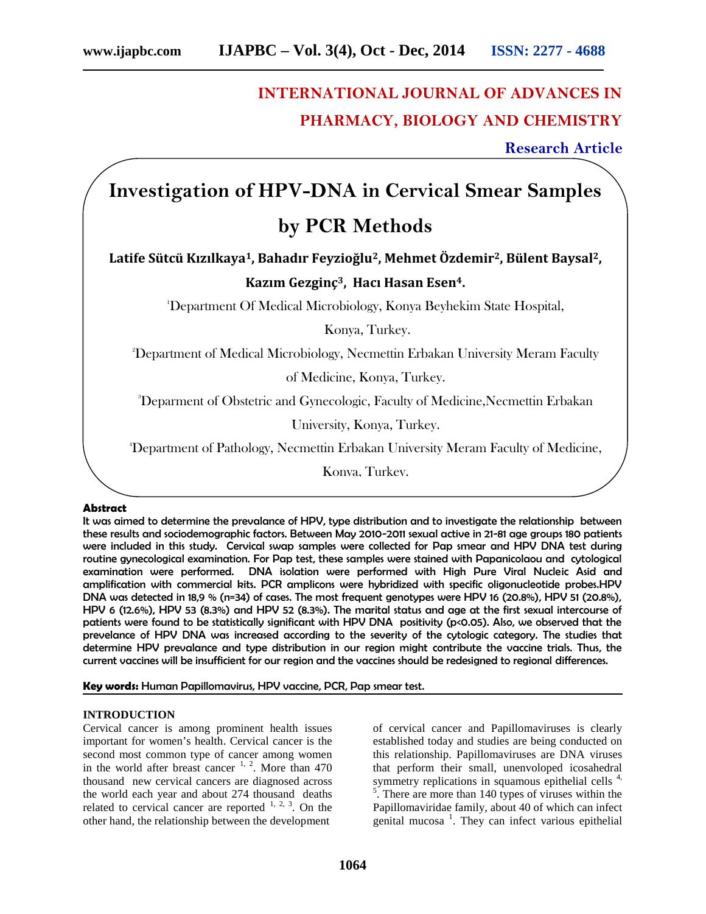# INTERNATIONAL JOURNAL OF ADVANCES IN PHARMACY, BIOLOGY AND CHEMISTRY

**Research Article**

# Investigation of HPV-DNA in Cervical Smear Samples by PCR Methods

**Latife Sütcü Kızılkaya[1], Bahadır Feyzioğlu[2], Mehmet Özdemir[2], Bülent Baysal[2], Kazım Gezginç[3], Hacı Hasan Esen[4].**

[1]Department Of Medical Microbiology, Konya Beyhekim State Hospital, Konya, Turkey.

[2]Department of Medical Microbiology, Necmettin Erbakan University Meram Faculty of Medicine, Konya, Turkey.

[3]Deparment of Obstetric and Gynecologic, Faculty of Medicine,Necmettin Erbakan University, Konya, Turkey.

[4]Department of Pathology, Necmettin Erbakan University Meram Faculty of Medicine, Konya, Turkey.

**Abstract**

**It was aimed to determine the prevalance of HPV, type distribution and to investigate the relationship between these results and sociodemographic factors. Between May 2010-2011 sexual active in 21-81 age groups 180 patients were included in this study. Cervical swap samples were collected for Pap smear and HPV DNA test during routine gynecological examination. For Pap test, these samples were stained with Papanicolaou and cytological examination were performed. DNA isolation were performed with High Pure Viral Nucleic Asid and amplification with commercial kits. PCR amplicons were hybridized with specific oligonucleotide probes.HPV DNA was detected in 18,9 % (n=34) of cases. The most frequent genotypes were HPV 16 (20.8%), HPV 51 (20.8%), HPV 6 (12.6%), HPV 53 (8.3%) and HPV 52 (8.3%). The marital status and age at the first sexual intercourse of patients were found to be statistically significant with HPV DNA positivity (p<0.05). Also, we observed that the prevelance of HPV DNA was increased according to the severity of the cytologic category. The studies that determine HPV prevalance and type distribution in our region might contribute the vaccine trials. Thus, the current vaccines will be insufficient for our region and the vaccines should be redesigned to regional differences.**

**Key words:** Human Papillomavirus, HPV vaccine, PCR, Pap smear test.

## INTRODUCTION

Cervical cancer is among prominent health issues important for women's health. Cervical cancer is the second most common type of cancer among women in the world after breast cancer [1, 2]. More than 470 thousand new cervical cancers are diagnosed across the world each year and about 274 thousand deaths related to cervical cancer are reported [1, 2, 3]. On the other hand, the relationship between the development of cervical cancer and Papillomaviruses is clearly established today and studies are being conducted on this relationship. Papillomaviruses are DNA viruses that perform their small, unenvoloped icosahedral symmetry replications in squamous epithelial cells [4, 5]. There are more than 140 types of viruses within the Papillomaviridae family, about 40 of which can infect genital mucosa [1]. They can infect various epithelial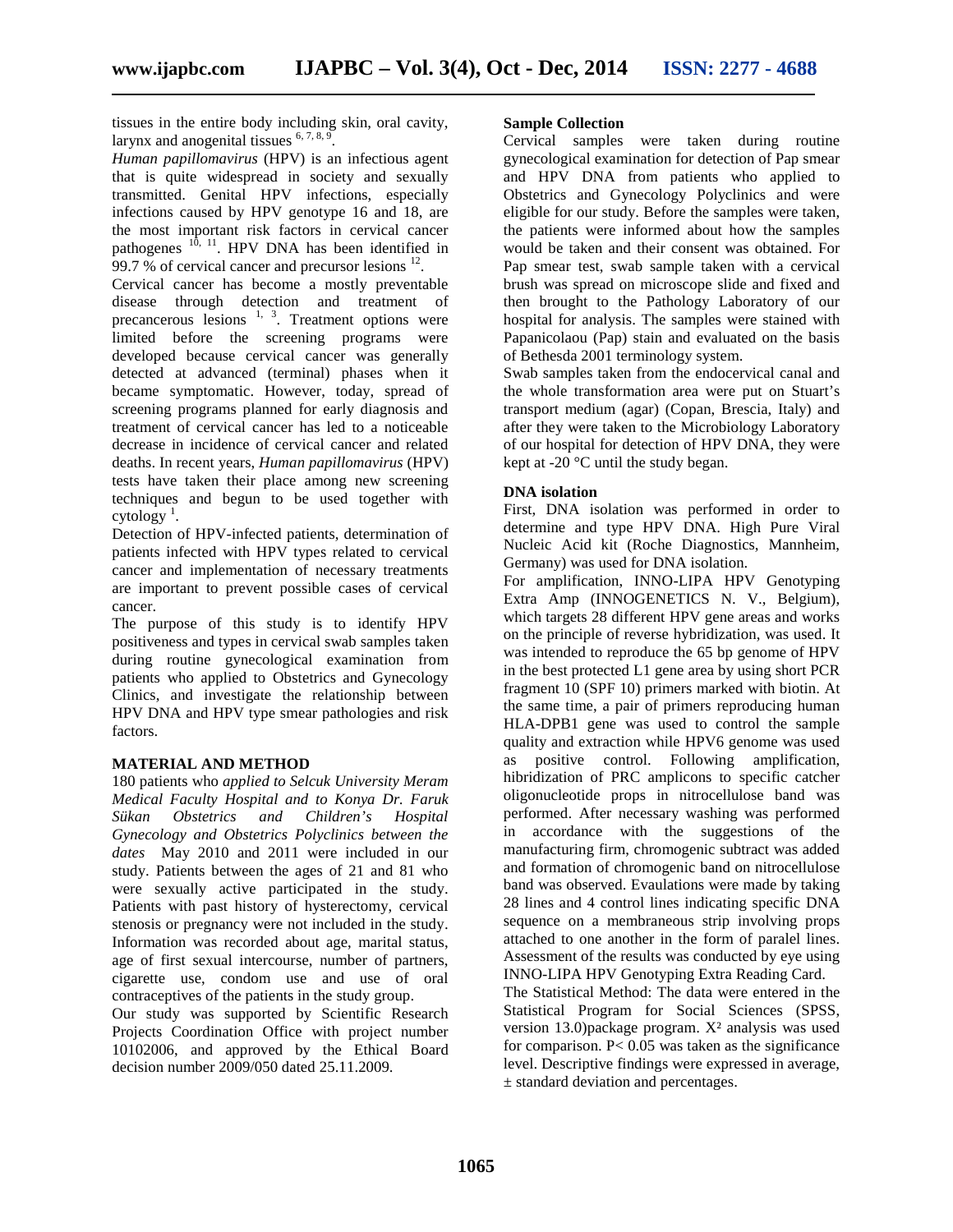tissues in the entire body including skin, oral cavity, larynx and anogenital tissues [6, 7, 8, 9].

*Human papillomavirus* (HPV) is an infectious agent that is quite widespread in society and sexually transmitted. Genital HPV infections, especially infections caused by HPV genotype 16 and 18, are the most important risk factors in cervical cancer pathogenes [10, 11]. HPV DNA has been identified in 99.7 % of cervical cancer and precursor lesions [12].

Cervical cancer has become a mostly preventable disease through detection and treatment of precancerous lesions [1, 3]. Treatment options were limited before the screening programs were developed because cervical cancer was generally detected at advanced (terminal) phases when it became symptomatic. However, today, spread of screening programs planned for early diagnosis and treatment of cervical cancer has led to a noticeable decrease in incidence of cervical cancer and related deaths. In recent years, *Human papillomavirus* (HPV) tests have taken their place among new screening techniques and begun to be used together with cytology [1].

Detection of HPV-infected patients, determination of patients infected with HPV types related to cervical cancer and implementation of necessary treatments are important to prevent possible cases of cervical cancer.

The purpose of this study is to identify HPV positiveness and types in cervical swab samples taken during routine gynecological examination from patients who applied to Obstetrics and Gynecology Clinics, and investigate the relationship between HPV DNA and HPV type smear pathologies and risk factors.

## MATERIAL AND METHOD

180 patients who *applied to Selcuk University Meram Medical Faculty Hospital and to Konya Dr. Faruk Sükan Obstetrics and Children's Hospital Gynecology and Obstetrics Polyclinics between the dates* May 2010 and 2011 were included in our study. Patients between the ages of 21 and 81 who were sexually active participated in the study. Patients with past history of hysterectomy, cervical stenosis or pregnancy were not included in the study. Information was recorded about age, marital status, age of first sexual intercourse, number of partners, cigarette use, condom use and use of oral contraceptives of the patients in the study group.

Our study was supported by Scientific Research Projects Coordination Office with project number 10102006, and approved by the Ethical Board decision number 2009/050 dated 25.11.2009.

### Sample Collection

Cervical samples were taken during routine gynecological examination for detection of Pap smear and HPV DNA from patients who applied to Obstetrics and Gynecology Polyclinics and were eligible for our study. Before the samples were taken, the patients were informed about how the samples would be taken and their consent was obtained. For Pap smear test, swab sample taken with a cervical brush was spread on microscope slide and fixed and then brought to the Pathology Laboratory of our hospital for analysis. The samples were stained with Papanicolaou (Pap) stain and evaluated on the basis of Bethesda 2001 terminology system.

Swab samples taken from the endocervical canal and the whole transformation area were put on Stuart's transport medium (agar) (Copan, Brescia, Italy) and after they were taken to the Microbiology Laboratory of our hospital for detection of HPV DNA, they were kept at -20 °C until the study began.

### DNA isolation

First, DNA isolation was performed in order to determine and type HPV DNA. High Pure Viral Nucleic Acid kit (Roche Diagnostics, Mannheim, Germany) was used for DNA isolation.

For amplification, INNO-LIPA HPV Genotyping Extra Amp (INNOGENETICS N. V., Belgium), which targets 28 different HPV gene areas and works on the principle of reverse hybridization, was used. It was intended to reproduce the 65 bp genome of HPV in the best protected L1 gene area by using short PCR fragment 10 (SPF 10) primers marked with biotin. At the same time, a pair of primers reproducing human HLA-DPB1 gene was used to control the sample quality and extraction while HPV6 genome was used as positive control. Following amplification, hibridization of PRC amplicons to specific catcher oligonucleotide props in nitrocellulose band was performed. After necessary washing was performed in accordance with the suggestions of the manufacturing firm, chromogenic subtract was added and formation of chromogenic band on nitrocellulose band was observed. Evaulations were made by taking 28 lines and 4 control lines indicating specific DNA sequence on a membraneous strip involving props attached to one another in the form of paralel lines. Assessment of the results was conducted by eye using INNO-LIPA HPV Genotyping Extra Reading Card.

The Statistical Method: The data were entered in the Statistical Program for Social Sciences (SPSS, version 13.0)package program. $X^2$ analysis was used for comparison. $P < 0.05$ was taken as the significance level. Descriptive findings were expressed in average, ± standard deviation and percentages.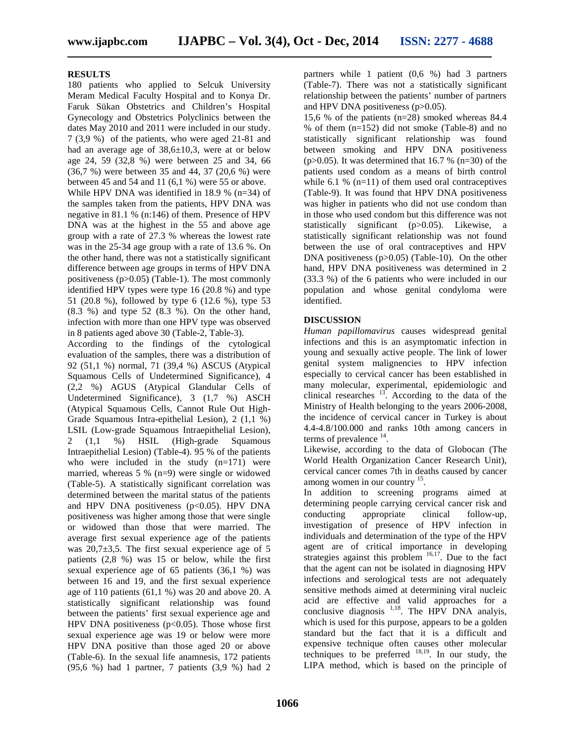## RESULTS

180 patients who applied to Selcuk University Meram Medical Faculty Hospital and to Konya Dr. Faruk Sükan Obstetrics and Children's Hospital Gynecology and Obstetrics Polyclinics between the dates May 2010 and 2011 were included in our study. 7 (3,9 %) of the patients, who were aged 21-81 and had an average age of 38,6±10,3, were at or below age 24, 59 (32,8 %) were between 25 and 34, 66 (36,7 %) were between 35 and 44, 37 (20,6 %) were between 45 and 54 and 11 (6,1 %) were 55 or above.

While HPV DNA was identified in 18.9 % (n=34) of the samples taken from the patients, HPV DNA was negative in 81.1 % (n:146) of them. Presence of HPV DNA was at the highest in the 55 and above age group with a rate of 27.3 % whereas the lowest rate was in the 25-34 age group with a rate of 13.6 %. On the other hand, there was not a statistically significant difference between age groups in terms of HPV DNA positiveness ($p>0.05$) (Table-1). The most commonly identified HPV types were type 16 (20.8 %) and type 51 (20.8 %), followed by type 6 (12.6 %), type 53 (8.3 %) and type 52 (8.3 %). On the other hand, infection with more than one HPV type was observed in 8 patients aged above 30 (Table-2, Table-3).

According to the findings of the cytological evaluation of the samples, there was a distribution of 92 (51,1 %) normal, 71 (39,4 %) ASCUS (Atypical Squamous Cells of Undetermined Significance), 4 (2,2 %) AGUS (Atypical Glandular Cells of Undetermined Significance), 3 (1,7 %) ASCH (Atypical Squamous Cells, Cannot Rule Out High-Grade Squamous Intra-epithelial Lesion), 2 (1,1 %) LSIL (Low-grade Squamous Intraepithelial Lesion), 2 (1,1 %) HSIL (High-grade Squamous Intraepithelial Lesion) (Table-4). 95 % of the patients who were included in the study (n=171) were married, whereas 5 % (n=9) were single or widowed (Table-5). A statistically significant correlation was determined between the marital status of the patients and HPV DNA positiveness ($p<0.05$). HPV DNA positiveness was higher among those that were single or widowed than those that were married. The average first sexual experience age of the patients was 20,7±3,5. The first sexual experience age of 5 patients (2,8 %) was 15 or below, while the first sexual experience age of 65 patients (36,1 %) was between 16 and 19, and the first sexual experience age of 110 patients (61,1 %) was 20 and above 20. A statistically significant relationship was found between the patients' first sexual experience age and HPV DNA positiveness ($p<0.05$). Those whose first sexual experience age was 19 or below were more HPV DNA positive than those aged 20 or above (Table-6). In the sexual life anamnesis, 172 patients (95,6 %) had 1 partner, 7 patients (3,9 %) had 2 partners while 1 patient (0,6 %) had 3 partners (Table-7). There was not a statistically significant relationship between the patients' number of partners and HPV DNA positiveness ($p>0.05$).

15,6 % of the patients (n=28) smoked whereas 84.4 % of them (n=152) did not smoke (Table-8) and no statistically significant relationship was found between smoking and HPV DNA positiveness ($p>0.05$). It was determined that 16.7 % (n=30) of the patients used condom as a means of birth control while 6.1 % (n=11) of them used oral contraceptives (Table-9). It was found that HPV DNA positiveness was higher in patients who did not use condom than in those who used condom but this difference was not statistically significant ($p>0.05$). Likewise, a statistically significant relationship was not found between the use of oral contraceptives and HPV DNA positiveness ($p>0.05$) (Table-10). On the other hand, HPV DNA positiveness was determined in 2 (33.3 %) of the 6 patients who were included in our population and whose genital condyloma were identified.

## DISCUSSION

*Human papillomavirus* causes widespread genital infections and this is an asymptomatic infection in young and sexually active people. The link of lower genital system malignencies to HPV infection especially to cervical cancer has been established in many molecular, experimental, epidemiologic and clinical researches [13]. According to the data of the Ministry of Health belonging to the years 2006-2008, the incidence of cervical cancer in Turkey is about 4.4-4.8/100.000 and ranks 10th among cancers in terms of prevalence [14].

Likewise, according to the data of Globocan (The World Health Organization Cancer Research Unit), cervical cancer comes 7th in deaths caused by cancer among women in our country [15].

In addition to screening programs aimed at determining people carrying cervical cancer risk and conducting appropriate clinical follow-up, investigation of presence of HPV infection in individuals and determination of the type of the HPV agent are of critical importance in developing strategies against this problem [16,17]. Due to the fact that the agent can not be isolated in diagnosing HPV infections and serological tests are not adequately sensitive methods aimed at determining viral nucleic acid are effective and valid approaches for a conclusive diagnosis [1,18]. The HPV DNA analyis, which is used for this purpose, appears to be a golden standard but the fact that it is a difficult and expensive technique often causes other molecular techniques to be preferred [18,19]. In our study, the LIPA method, which is based on the principle of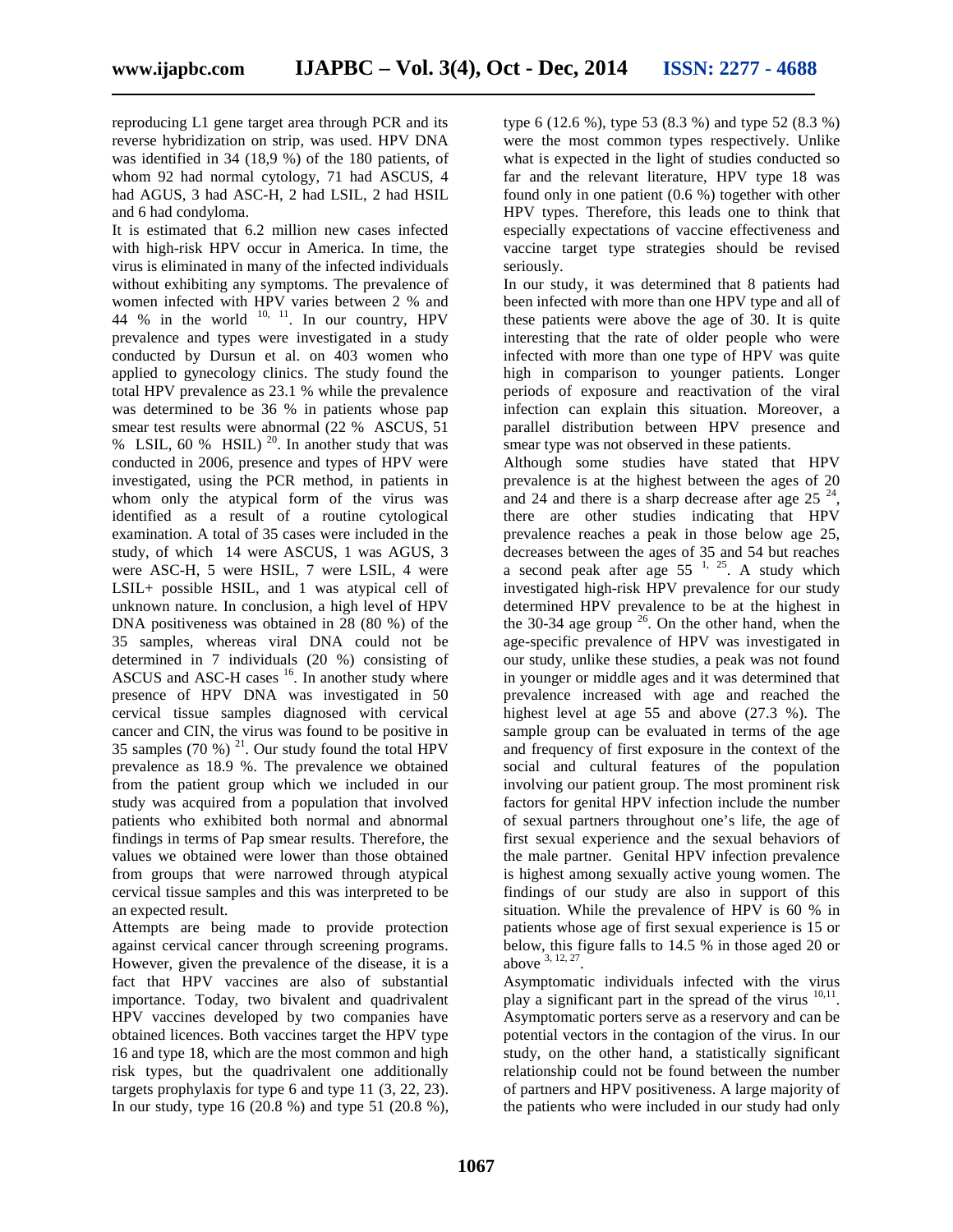reproducing L1 gene target area through PCR and its reverse hybridization on strip, was used. HPV DNA was identified in 34 (18,9 %) of the 180 patients, of whom 92 had normal cytology, 71 had ASCUS, 4 had AGUS, 3 had ASC-H, 2 had LSIL, 2 had HSIL and 6 had condyloma.

It is estimated that 6.2 million new cases infected with high-risk HPV occur in America. In time, the virus is eliminated in many of the infected individuals without exhibiting any symptoms. The prevalence of women infected with HPV varies between 2 % and 44 % in the world [10, 11]. In our country, HPV prevalence and types were investigated in a study conducted by Dursun et al. on 403 women who applied to gynecology clinics. The study found the total HPV prevalence as 23.1 % while the prevalence was determined to be 36 % in patients whose pap smear test results were abnormal (22 % ASCUS, 51 % LSIL, 60 % HSIL) [20]. In another study that was conducted in 2006, presence and types of HPV were investigated, using the PCR method, in patients in whom only the atypical form of the virus was identified as a result of a routine cytological examination. A total of 35 cases were included in the study, of which 14 were ASCUS, 1 was AGUS, 3 were ASC-H, 5 were HSIL, 7 were LSIL, 4 were LSIL+ possible HSIL, and 1 was atypical cell of unknown nature. In conclusion, a high level of HPV DNA positiveness was obtained in 28 (80 %) of the 35 samples, whereas viral DNA could not be determined in 7 individuals (20 %) consisting of ASCUS and ASC-H cases [16]. In another study where presence of HPV DNA was investigated in 50 cervical tissue samples diagnosed with cervical cancer and CIN, the virus was found to be positive in 35 samples (70 %) [21]. Our study found the total HPV prevalence as 18.9 %. The prevalence we obtained from the patient group which we included in our study was acquired from a population that involved patients who exhibited both normal and abnormal findings in terms of Pap smear results. Therefore, the values we obtained were lower than those obtained from groups that were narrowed through atypical cervical tissue samples and this was interpreted to be an expected result.

Attempts are being made to provide protection against cervical cancer through screening programs. However, given the prevalence of the disease, it is a fact that HPV vaccines are also of substantial importance. Today, two bivalent and quadrivalent HPV vaccines developed by two companies have obtained licences. Both vaccines target the HPV type 16 and type 18, which are the most common and high risk types, but the quadrivalent one additionally targets prophylaxis for type 6 and type 11 (3, 22, 23). In our study, type 16 (20.8 %) and type 51 (20.8 %), type 6 (12.6 %), type 53 (8.3 %) and type 52 (8.3 %) were the most common types respectively. Unlike what is expected in the light of studies conducted so far and the relevant literature, HPV type 18 was found only in one patient (0.6 %) together with other HPV types. Therefore, this leads one to think that especially expectations of vaccine effectiveness and vaccine target type strategies should be revised seriously.

In our study, it was determined that 8 patients had been infected with more than one HPV type and all of these patients were above the age of 30. It is quite interesting that the rate of older people who were infected with more than one type of HPV was quite high in comparison to younger patients. Longer periods of exposure and reactivation of the viral infection can explain this situation. Moreover, a parallel distribution between HPV presence and smear type was not observed in these patients.

Although some studies have stated that HPV prevalence is at the highest between the ages of 20 and 24 and there is a sharp decrease after age 25 [24], there are other studies indicating that HPV prevalence reaches a peak in those below age 25, decreases between the ages of 35 and 54 but reaches a second peak after age 55 [1, 25]. A study which investigated high-risk HPV prevalence for our study determined HPV prevalence to be at the highest in the 30-34 age group [26]. On the other hand, when the age-specific prevalence of HPV was investigated in our study, unlike these studies, a peak was not found in younger or middle ages and it was determined that prevalence increased with age and reached the highest level at age 55 and above (27.3 %). The sample group can be evaluated in terms of the age and frequency of first exposure in the context of the social and cultural features of the population involving our patient group. The most prominent risk factors for genital HPV infection include the number of sexual partners throughout one's life, the age of first sexual experience and the sexual behaviors of the male partner. Genital HPV infection prevalence is highest among sexually active young women. The findings of our study are also in support of this situation. While the prevalence of HPV is 60 % in patients whose age of first sexual experience is 15 or below, this figure falls to 14.5 % in those aged 20 or above [3, 12, 27].

Asymptomatic individuals infected with the virus play a significant part in the spread of the virus [10,11]. Asymptomatic porters serve as a reservory and can be potential vectors in the contagion of the virus. In our study, on the other hand, a statistically significant relationship could not be found between the number of partners and HPV positiveness. A large majority of the patients who were included in our study had only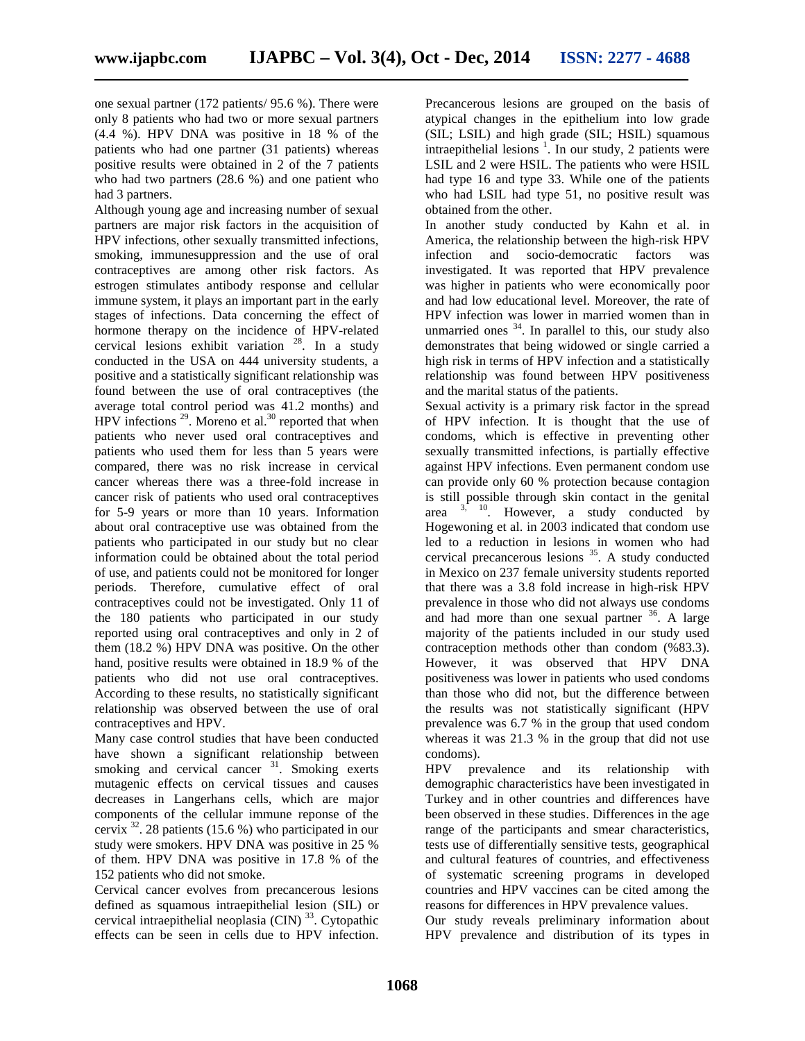one sexual partner (172 patients/ 95.6 %). There were only 8 patients who had two or more sexual partners (4.4 %). HPV DNA was positive in 18 % of the patients who had one partner (31 patients) whereas positive results were obtained in 2 of the 7 patients who had two partners (28.6 %) and one patient who had 3 partners.

Although young age and increasing number of sexual partners are major risk factors in the acquisition of HPV infections, other sexually transmitted infections, smoking, immunesuppression and the use of oral contraceptives are among other risk factors. As estrogen stimulates antibody response and cellular immune system, it plays an important part in the early stages of infections. Data concerning the effect of hormone therapy on the incidence of HPV-related cervical lesions exhibit variation [28]. In a study conducted in the USA on 444 university students, a positive and a statistically significant relationship was found between the use of oral contraceptives (the average total control period was 41.2 months) and HPV infections [29]. Moreno et al.[30] reported that when patients who never used oral contraceptives and patients who used them for less than 5 years were compared, there was no risk increase in cervical cancer whereas there was a three-fold increase in cancer risk of patients who used oral contraceptives for 5-9 years or more than 10 years. Information about oral contraceptive use was obtained from the patients who participated in our study but no clear information could be obtained about the total period of use, and patients could not be monitored for longer periods. Therefore, cumulative effect of oral contraceptives could not be investigated. Only 11 of the 180 patients who participated in our study reported using oral contraceptives and only in 2 of them (18.2 %) HPV DNA was positive. On the other hand, positive results were obtained in 18.9 % of the patients who did not use oral contraceptives. According to these results, no statistically significant relationship was observed between the use of oral contraceptives and HPV.

Many case control studies that have been conducted have shown a significant relationship between smoking and cervical cancer [31]. Smoking exerts mutagenic effects on cervical tissues and causes decreases in Langerhans cells, which are major components of the cellular immune reponse of the cervix [32]. 28 patients (15.6 %) who participated in our study were smokers. HPV DNA was positive in 25 % of them. HPV DNA was positive in 17.8 % of the 152 patients who did not smoke.

Cervical cancer evolves from precancerous lesions defined as squamous intraepithelial lesion (SIL) or cervical intraepithelial neoplasia (CIN) [33]. Cytopathic effects can be seen in cells due to HPV infection. Precancerous lesions are grouped on the basis of atypical changes in the epithelium into low grade (SIL; LSIL) and high grade (SIL; HSIL) squamous intraepithelial lesions [1]. In our study, 2 patients were LSIL and 2 were HSIL. The patients who were HSIL had type 16 and type 33. While one of the patients who had LSIL had type 51, no positive result was obtained from the other.

In another study conducted by Kahn et al. in America, the relationship between the high-risk HPV infection and socio-democratic factors was investigated. It was reported that HPV prevalence was higher in patients who were economically poor and had low educational level. Moreover, the rate of HPV infection was lower in married women than in unmarried ones [34]. In parallel to this, our study also demonstrates that being widowed or single carried a high risk in terms of HPV infection and a statistically relationship was found between HPV positiveness and the marital status of the patients.

Sexual activity is a primary risk factor in the spread of HPV infection. It is thought that the use of condoms, which is effective in preventing other sexually transmitted infections, is partially effective against HPV infections. Even permanent condom use can provide only 60 % protection because contagion is still possible through skin contact in the genital area [3, 10]. However, a study conducted by Hogewoning et al. in 2003 indicated that condom use led to a reduction in lesions in women who had cervical precancerous lesions [35]. A study conducted in Mexico on 237 female university students reported that there was a 3.8 fold increase in high-risk HPV prevalence in those who did not always use condoms and had more than one sexual partner [36]. A large majority of the patients included in our study used contraception methods other than condom (%83.3). However, it was observed that HPV DNA positiveness was lower in patients who used condoms than those who did not, but the difference between the results was not statistically significant (HPV prevalence was 6.7 % in the group that used condom whereas it was 21.3 % in the group that did not use condoms).

HPV prevalence and its relationship with demographic characteristics have been investigated in Turkey and in other countries and differences have been observed in these studies. Differences in the age range of the participants and smear characteristics, tests use of differentially sensitive tests, geographical and cultural features of countries, and effectiveness of systematic screening programs in developed countries and HPV vaccines can be cited among the reasons for differences in HPV prevalence values.

Our study reveals preliminary information about HPV prevalence and distribution of its types in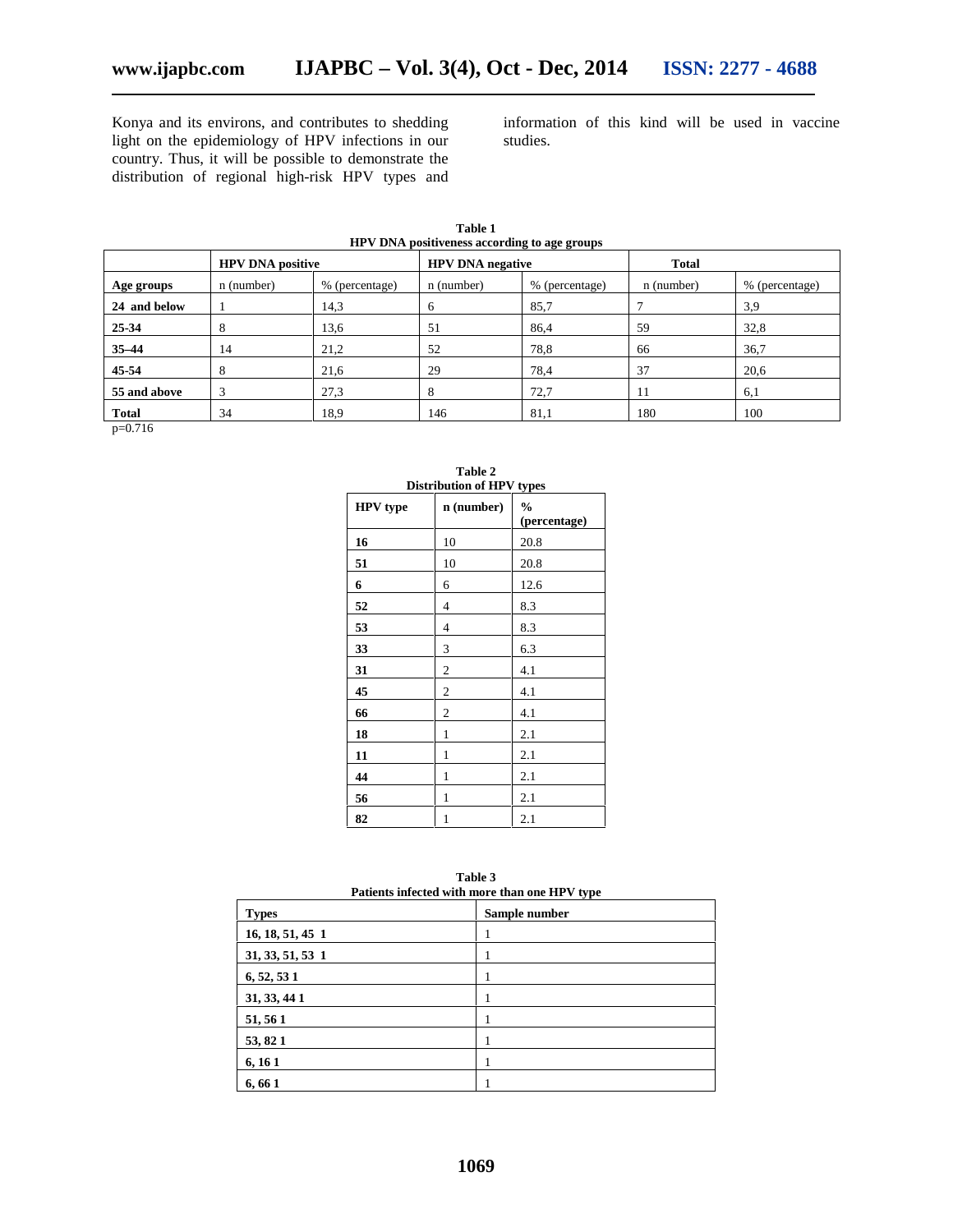Konya and its environs, and contributes to shedding light on the epidemiology of HPV infections in our country. Thus, it will be possible to demonstrate the distribution of regional high-risk HPV types and information of this kind will be used in vaccine studies.

**Table 1**
**HPV DNA positiveness according to age groups**

| | **HPV DNA positive** | | **HPV DNA negative** | | **Total** | |
|---|---|---|---|---|---|---|
| **Age groups** | n (number) | % (percentage) | n (number) | % (percentage) | n (number) | % (percentage) |
| **24 and below** | 1 | 14,3 | 6 | 85,7 | 7 | 3,9 |
| **25-34** | 8 | 13,6 | 51 | 86,4 | 59 | 32,8 |
| **35–44** | 14 | 21,2 | 52 | 78,8 | 66 | 36,7 |
| **45-54** | 8 | 21,6 | 29 | 78,4 | 37 | 20,6 |
| **55 and above** | 3 | 27,3 | 8 | 72,7 | 11 | 6,1 |
| **Total** | 34 | 18,9 | 146 | 81,1 | 180 | 100 |

p=0.716

**Table 2**
**Distribution of HPV types**

| **HPV type** | **n (number)** | **% (percentage)** |
|---|---|---|
| **16** | 10 | 20.8 |
| **51** | 10 | 20.8 |
| **6** | 6 | 12.6 |
| **52** | 4 | 8.3 |
| **53** | 4 | 8.3 |
| **33** | 3 | 6.3 |
| **31** | 2 | 4.1 |
| **45** | 2 | 4.1 |
| **66** | 2 | 4.1 |
| **18** | 1 | 2.1 |
| **11** | 1 | 2.1 |
| **44** | 1 | 2.1 |
| **56** | 1 | 2.1 |
| **82** | 1 | 2.1 |

**Table 3**
**Patients infected with more than one HPV type**

| **Types** | **Sample number** |
|---|---|
| **16, 18, 51, 45 1** | 1 |
| **31, 33, 51, 53 1** | 1 |
| **6, 52, 53 1** | 1 |
| **31, 33, 44 1** | 1 |
| **51, 56 1** | 1 |
| **53, 82 1** | 1 |
| **6, 16 1** | 1 |
| **6, 66 1** | 1 |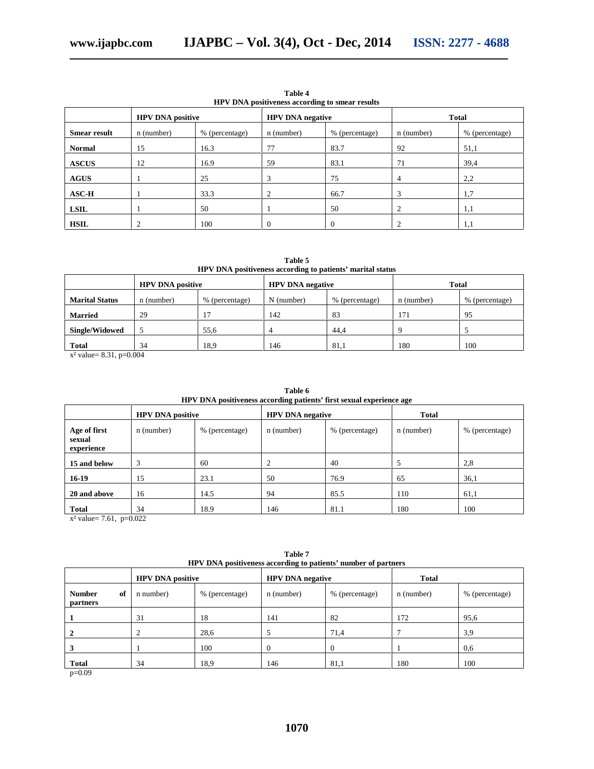**Table 4**
**HPV DNA positiveness according to smear results**

| | **HPV DNA positive** | | **HPV DNA negative** | | **Total** | |
|---|---|---|---|---|---|---|
| **Smear result** | n (number) | % (percentage) | n (number) | % (percentage) | n (number) | % (percentage) |
| **Normal** | 15 | 16.3 | 77 | 83.7 | 92 | 51,1 |
| **ASCUS** | 12 | 16.9 | 59 | 83.1 | 71 | 39,4 |
| **AGUS** | 1 | 25 | 3 | 75 | 4 | 2,2 |
| **ASC-H** | 1 | 33.3 | 2 | 66.7 | 3 | 1,7 |
| **LSIL** | 1 | 50 | 1 | 50 | 2 | 1,1 |
| **HSIL** | 2 | 100 | 0 | 0 | 2 | 1,1 |

**Table 5**
**HPV DNA positiveness according to patients' marital status**

| | **HPV DNA positive** | | **HPV DNA negative** | | **Total** | |
|---|---|---|---|---|---|---|
| **Marital Status** | n (number) | % (percentage) | N (number) | % (percentage) | n (number) | % (percentage) |
| **Married** | 29 | 17 | 142 | 83 | 171 | 95 |
| **Single/Widowed** | 5 | 55,6 | 4 | 44,4 | 9 | 5 |
| **Total** | 34 | 18,9 | 146 | 81,1 | 180 | 100 |

$x^2$ value= 8.31, p=0.004

**Table 6**
**HPV DNA positiveness according patients' first sexual experience age**

| | **HPV DNA positive** | | **HPV DNA negative** | | **Total** | |
|---|---|---|---|---|---|---|
| **Age of first sexual experience** | n (number) | % (percentage) | n (number) | % (percentage) | n (number) | % (percentage) |
| **15 and below** | 3 | 60 | 2 | 40 | 5 | 2,8 |
| **16-19** | 15 | 23.1 | 50 | 76.9 | 65 | 36,1 |
| **20 and above** | 16 | 14.5 | 94 | 85.5 | 110 | 61,1 |
| **Total** | 34 | 18.9 | 146 | 81.1 | 180 | 100 |

$x^2$ value= 7.61, p=0.022

**Table 7**
**HPV DNA positiveness according to patients' number of partners**

| | **HPV DNA positive** | | **HPV DNA negative** | | **Total** | |
|---|---|---|---|---|---|---|
| **Number of partners** | n number) | % (percentage) | n (number) | % (percentage) | n (number) | % (percentage) |
| **1** | 31 | 18 | 141 | 82 | 172 | 95,6 |
| **2** | 2 | 28,6 | 5 | 71,4 | 7 | 3,9 |
| **3** | 1 | 100 | 0 | 0 | 1 | 0,6 |
| **Total** | 34 | 18,9 | 146 | 81,1 | 180 | 100 |

p=0.09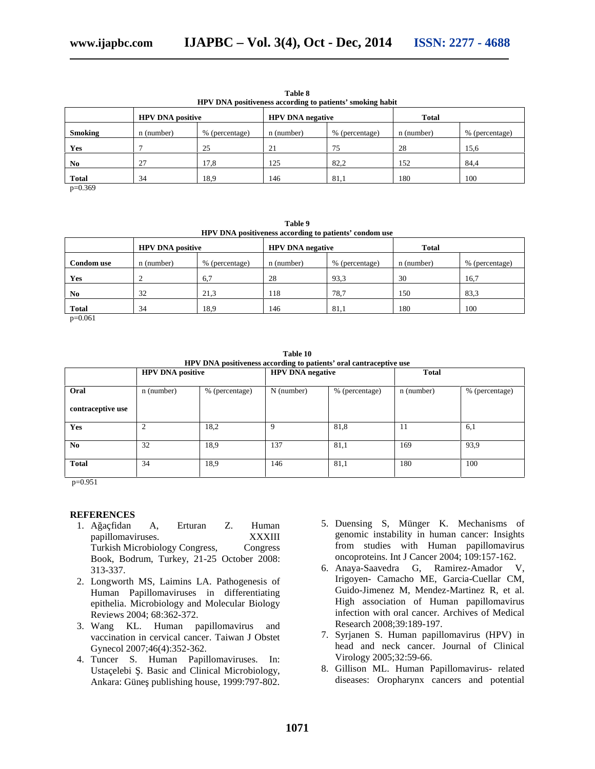**Table 8**
**HPV DNA positiveness according to patients' smoking habit**

| | **HPV DNA positive** | | **HPV DNA negative** | | **Total** | |
|---|---|---|---|---|---|---|
| **Smoking** | n (number) | % (percentage) | n (number) | % (percentage) | n (number) | % (percentage) |
| **Yes** | 7 | 25 | 21 | 75 | 28 | 15,6 |
| **No** | 27 | 17,8 | 125 | 82,2 | 152 | 84,4 |
| **Total** | 34 | 18,9 | 146 | 81,1 | 180 | 100 |

p=0.369

**Table 9**
**HPV DNA positiveness according to patients' condom use**

| | **HPV DNA positive** | | **HPV DNA negative** | | **Total** | |
|---|---|---|---|---|---|---|
| **Condom use** | n (number) | % (percentage) | n (number) | % (percentage) | n (number) | % (percentage) |
| **Yes** | 2 | 6,7 | 28 | 93,3 | 30 | 16,7 |
| **No** | 32 | 21,3 | 118 | 78,7 | 150 | 83,3 |
| **Total** | 34 | 18,9 | 146 | 81,1 | 180 | 100 |

p=0.061

**Table 10**
**HPV DNA positiveness according to patients' oral cantraceptive use**

| | **HPV DNA positive** | | **HPV DNA negative** | | **Total** | |
|---|---|---|---|---|---|---|
| **Oral contraceptive use** | n (number) | % (percentage) | N (number) | % (percentage) | n (number) | % (percentage) |
| **Yes** | 2 | 18,2 | 9 | 81,8 | 11 | 6,1 |
| **No** | 32 | 18,9 | 137 | 81,1 | 169 | 93,9 |
| **Total** | 34 | 18,9 | 146 | 81,1 | 180 | 100 |

p=0.951

## REFERENCES

1. Ağaçfidan A, Erturan Z. Human papillomaviruses. XXXIII Turkish Microbiology Congress, Congress Book, Bodrum, Turkey, 21-25 October 2008: 313-337.
2. Longworth MS, Laimins LA. Pathogenesis of Human Papillomaviruses in differentiating epithelia. Microbiology and Molecular Biology Reviews 2004; 68:362-372.
3. Wang KL. Human papillomavirus and vaccination in cervical cancer. Taiwan J Obstet Gynecol 2007;46(4):352-362.
4. Tuncer S. Human Papillomaviruses. In: Ustaçelebi Ş. Basic and Clinical Microbiology, Ankara: Güneş publishing house, 1999:797-802.
5. Duensing S, Münger K. Mechanisms of genomic instability in human cancer: Insights from studies with Human papillomavirus oncoproteins. Int J Cancer 2004; 109:157-162.
6. Anaya-Saavedra G, Ramirez-Amador V, Irigoyen- Camacho ME, Garcia-Cuellar CM, Guido-Jimenez M, Mendez-Martinez R, et al. High association of Human papillomavirus infection with oral cancer. Archives of Medical Research 2008;39:189-197.
7. Syrjanen S. Human papillomavirus (HPV) in head and neck cancer. Journal of Clinical Virology 2005;32:59-66.
8. Gillison ML. Human Papillomavirus- related diseases: Oropharynx cancers and potential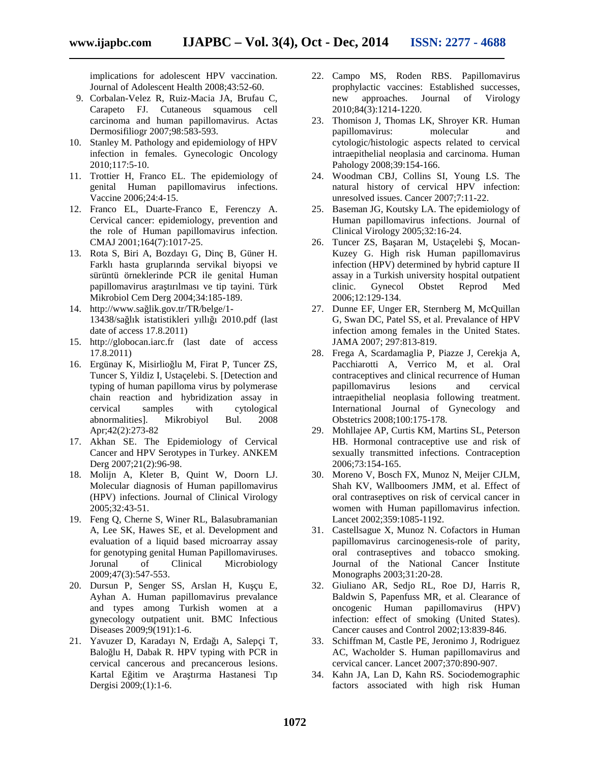implications for adolescent HPV vaccination. Journal of Adolescent Health 2008;43:52-60.

9. Corbalan-Velez R, Ruiz-Macia JA, Brufau C, Carapeto FJ. Cutaneous squamous cell carcinoma and human papillomavirus. Actas Dermosifiliogr 2007;98:583-593.
10. Stanley M. Pathology and epidemiology of HPV infection in females. Gynecologic Oncology 2010;117:5-10.
11. Trottier H, Franco EL. The epidemiology of genital Human papillomavirus infections. Vaccine 2006;24:4-15.
12. Franco EL, Duarte-Franco E, Ferenczy A. Cervical cancer: epidemiology, prevention and the role of Human papillomavirus infection. CMAJ 2001;164(7):1017-25.
13. Rota S, Biri A, Bozdayı G, Dinç B, Güner H. Farklı hasta gruplarında servikal biyopsi ve sürüntü örneklerinde PCR ile genital Human papillomavirus araştırılması ve tip tayini. Türk Mikrobiol Cem Derg 2004;34:185-189.
14. http://www.sağlik.gov.tr/TR/belge/1-13438/sağlık istatistikleri yıllığı 2010.pdf (last date of access 17.8.2011)
15. http://globocan.iarc.fr (last date of access 17.8.2011)
16. Ergünay K, Misirlioğlu M, Firat P, Tuncer ZS, Tuncer S, Yildiz I, Ustaçelebi. S. [Detection and typing of human papilloma virus by polymerase chain reaction and hybridization assay in cervical samples with cytological abnormalities]. Mikrobiyol Bul. 2008 Apr;42(2):273-82
17. Akhan SE. The Epidemiology of Cervical Cancer and HPV Serotypes in Turkey. ANKEM Derg 2007;21(2):96-98.
18. Molijn A, Kleter B, Quint W, Doorn LJ. Molecular diagnosis of Human papillomavirus (HPV) infections. Journal of Clinical Virology 2005;32:43-51.
19. Feng Q, Cherne S, Winer RL, Balasubramanian A, Lee SK, Hawes SE, et al. Development and evaluation of a liquid based microarray assay for genotyping genital Human Papillomaviruses. Jorunal of Clinical Microbiology 2009;47(3):547-553.
20. Dursun P, Senger SS, Arslan H, Kuşçu E, Ayhan A. Human papillomavirus prevalance and types among Turkish women at a gynecology outpatient unit. BMC Infectious Diseases 2009;9(191):1-6.
21. Yavuzer D, Karadayı N, Erdağı A, Salepçi T, Baloğlu H, Dabak R. HPV typing with PCR in cervical cancerous and precancerous lesions. Kartal Eğitim ve Araştırma Hastanesi Tıp Dergisi 2009;(1):1-6.
22. Campo MS, Roden RBS. Papillomavirus prophylactic vaccines: Established successes, new approaches. Journal of Virology 2010;84(3):1214-1220.
23. Thomison J, Thomas LK, Shroyer KR. Human papillomavirus: molecular and cytologic/histologic aspects related to cervical intraepithelial neoplasia and carcinoma. Human Pahology 2008;39:154-166.
24. Woodman CBJ, Collins SI, Young LS. The natural history of cervical HPV infection: unresolved issues. Cancer 2007;7:11-22.
25. Baseman JG, Koutsky LA. The epidemiology of Human papillomavirus infections. Journal of Clinical Virology 2005;32:16-24.
26. Tuncer ZS, Başaran M, Ustaçelebi Ş, Mocan-Kuzey G. High risk Human papillomavirus infection (HPV) determined by hybrid capture II assay in a Turkish university hospital outpatient clinic. Gynecol Obstet Reprod Med 2006;12:129-134.
27. Dunne EF, Unger ER, Sternberg M, McQuillan G, Swan DC, Patel SS, et al. Prevalance of HPV infection among females in the United States. JAMA 2007; 297:813-819.
28. Frega A, Scardamaglia P, Piazze J, Cerekja A, Pacchiarotti A, Verrico M, et al. Oral contraceptives and clinical recurrence of Human papillomavirus lesions and cervical intraepithelial neoplasia following treatment. International Journal of Gynecology and Obstetrics 2008;100:175-178.
29. Mohllajee AP, Curtis KM, Martins SL, Peterson HB. Hormonal contraceptive use and risk of sexually transmitted infections. Contraception 2006;73:154-165.
30. Moreno V, Bosch FX, Munoz N, Meijer CJLM, Shah KV, Wallboomers JMM, et al. Effect of oral contraseptives on risk of cervical cancer in women with Human papillomavirus infection. Lancet 2002;359:1085-1192.
31. Castellsague X, Munoz N. Cofactors in Human papillomavirus carcinogenesis-role of parity, oral contraseptives and tobacco smoking. Journal of the National Cancer İnstitute Monographs 2003;31:20-28.
32. Giuliano AR, Sedjo RL, Roe DJ, Harris R, Baldwin S, Papenfuss MR, et al. Clearance of oncogenic Human papillomavirus (HPV) infection: effect of smoking (United States). Cancer causes and Control 2002;13:839-846.
33. Schiffman M, Castle PE, Jeronimo J, Rodriguez AC, Wacholder S. Human papillomavirus and cervical cancer. Lancet 2007;370:890-907.
34. Kahn JA, Lan D, Kahn RS. Sociodemographic factors associated with high risk Human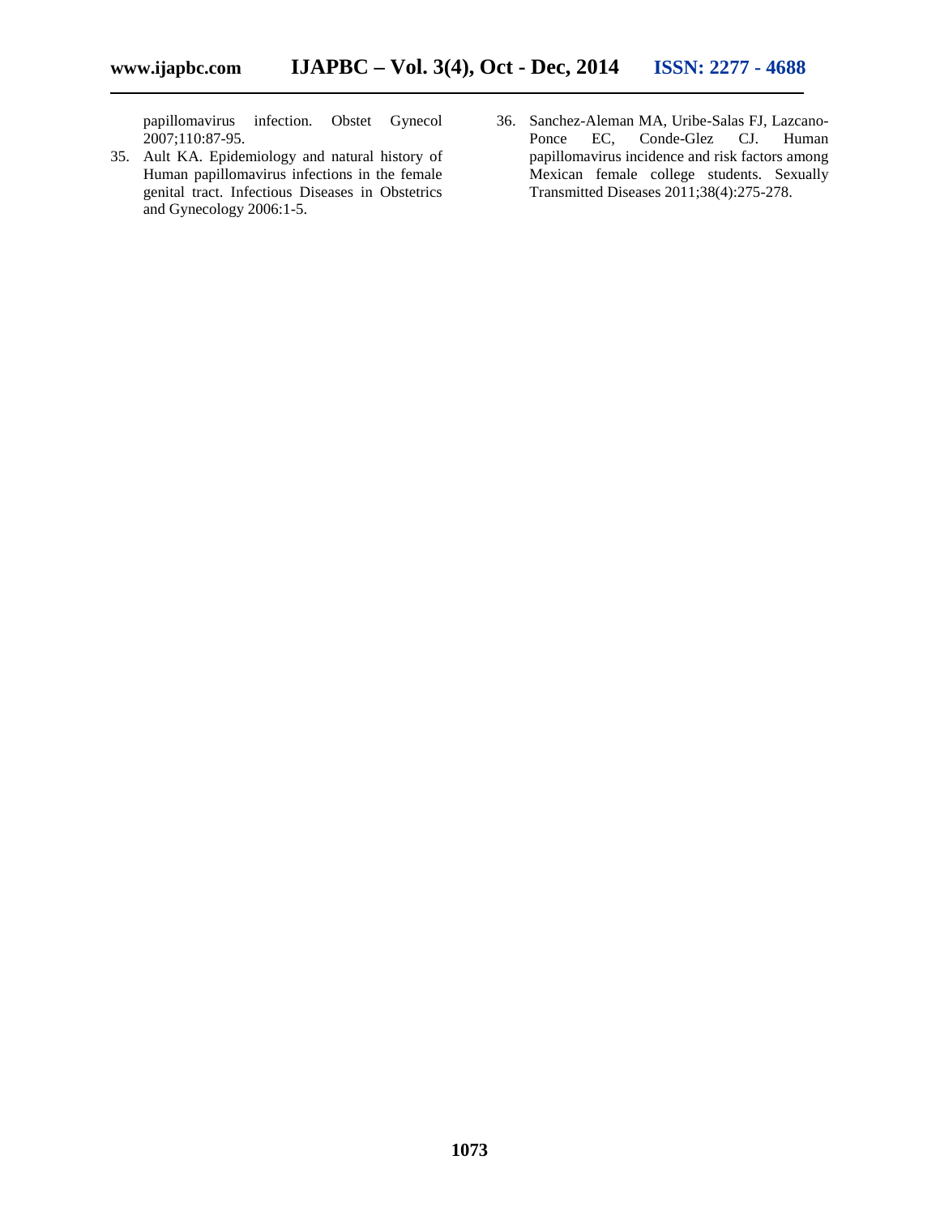papillomavirus infection. Obstet Gynecol 2007;110:87-95.

35. Ault KA. Epidemiology and natural history of Human papillomavirus infections in the female genital tract. Infectious Diseases in Obstetrics and Gynecology 2006:1-5.
36. Sanchez-Aleman MA, Uribe-Salas FJ, Lazcano-Ponce EC, Conde-Glez CJ. Human papillomavirus incidence and risk factors among Mexican female college students. Sexually Transmitted Diseases 2011;38(4):275-278.